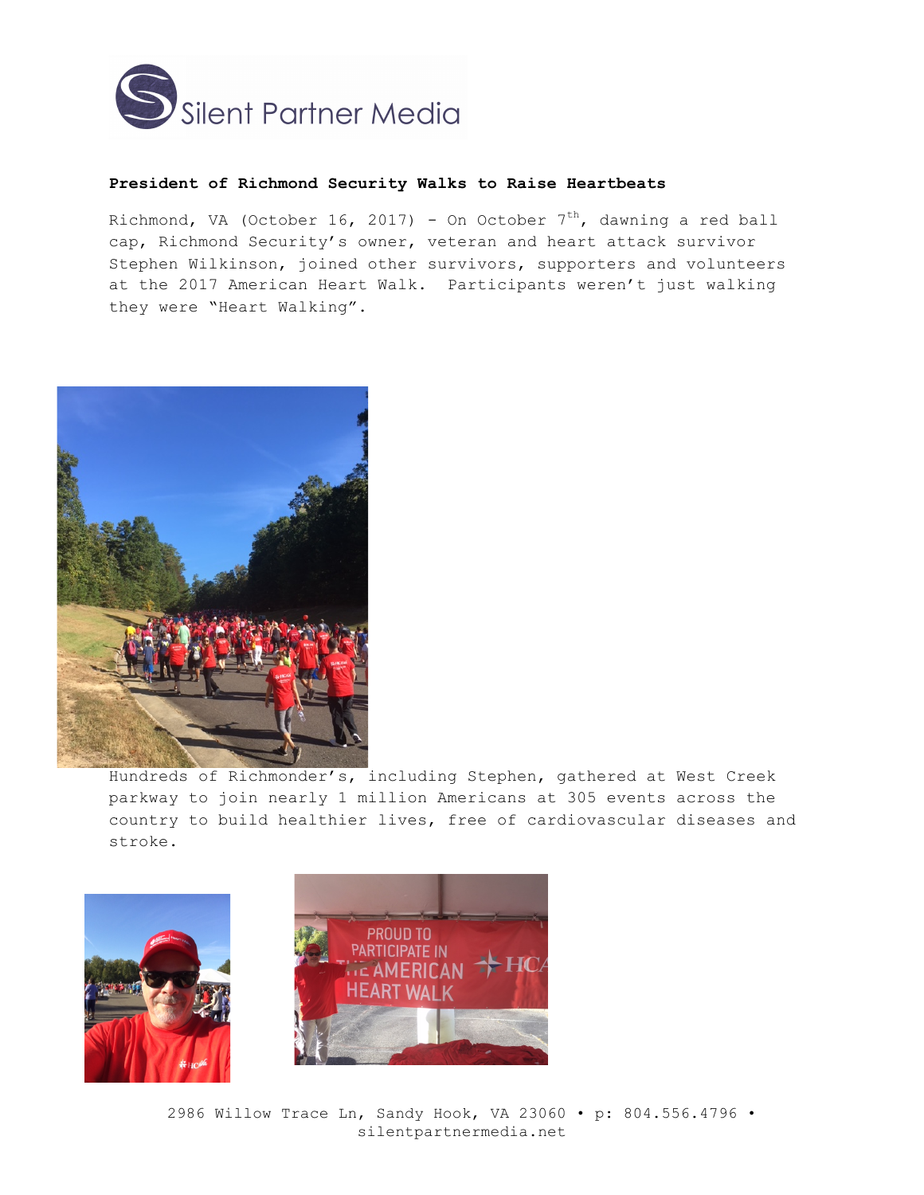Silent Partner Media

**President of Richmond Security Walks to Raise Heartbeats**

Richmond, VA (October 16, 2017) - On October 7th, dawning a red ball cap, Richmond Security's owner, veteran and heart attack survivor Stephen Wilkinson, joined other survivors, supporters and volunteers at the 2017 American Heart Walk. Participants weren't just walking they were "Heart Walking".

Hundreds of Richmonder's, including Stephen, gathered at West Creek parkway to join nearly 1 million Americans at 305 events across the country to build healthier lives, free of cardiovascular diseases and stroke.

2986 Willow Trace Ln, Sandy Hook, VA 23060 • p: 804.556.4796 • silentpartnermedia.net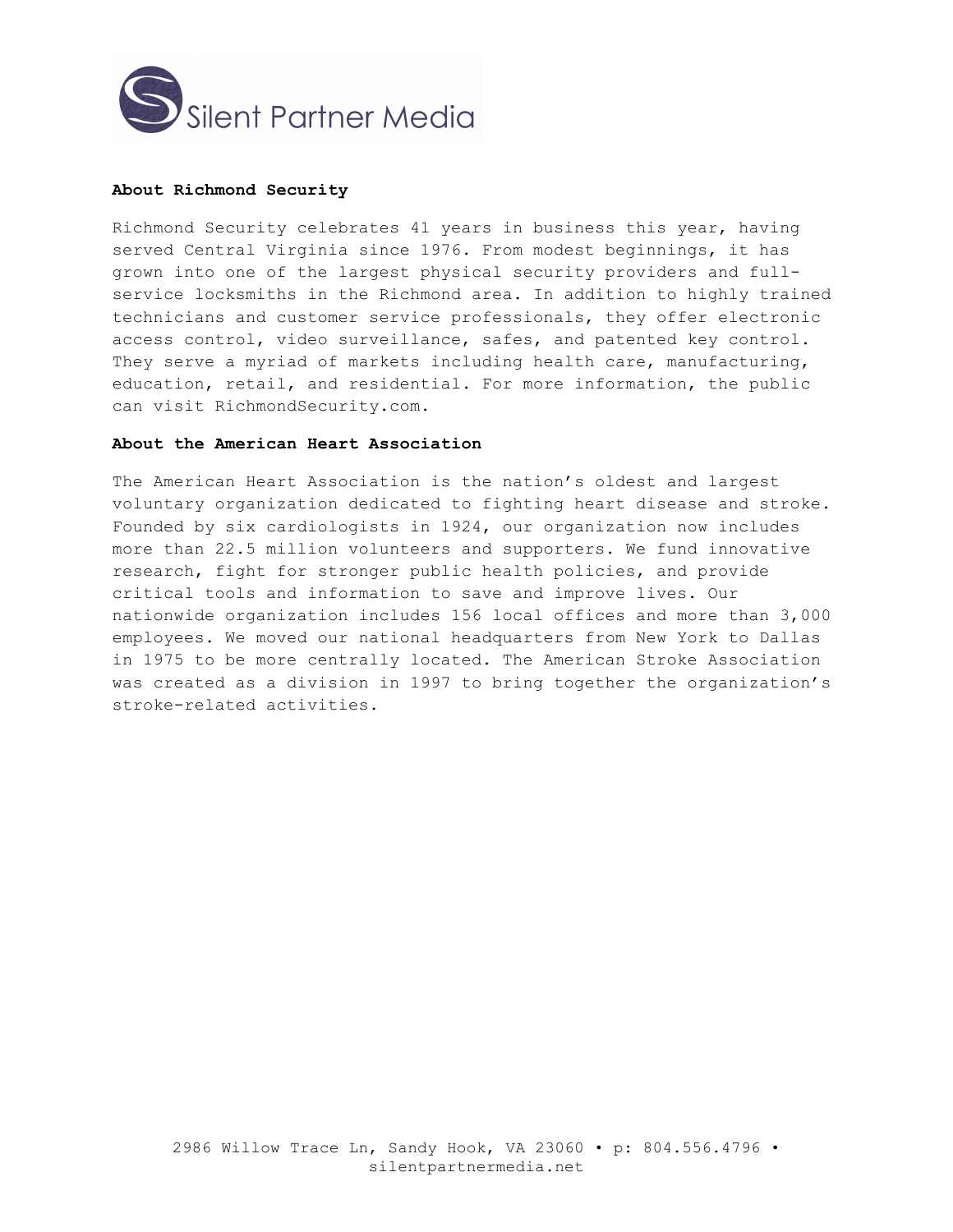**About Richmond Security**

Richmond Security celebrates 41 years in business this year, having served Central Virginia since 1976. From modest beginnings, it has grown into one of the largest physical security providers and full-service locksmiths in the Richmond area. In addition to highly trained technicians and customer service professionals, they offer electronic access control, video surveillance, safes, and patented key control. They serve a myriad of markets including health care, manufacturing, education, retail, and residential. For more information, the public can visit RichmondSecurity.com.

**About the American Heart Association**

The American Heart Association is the nation's oldest and largest voluntary organization dedicated to fighting heart disease and stroke. Founded by six cardiologists in 1924, our organization now includes more than 22.5 million volunteers and supporters. We fund innovative research, fight for stronger public health policies, and provide critical tools and information to save and improve lives. Our nationwide organization includes 156 local offices and more than 3,000 employees. We moved our national headquarters from New York to Dallas in 1975 to be more centrally located. The American Stroke Association was created as a division in 1997 to bring together the organization's stroke-related activities.